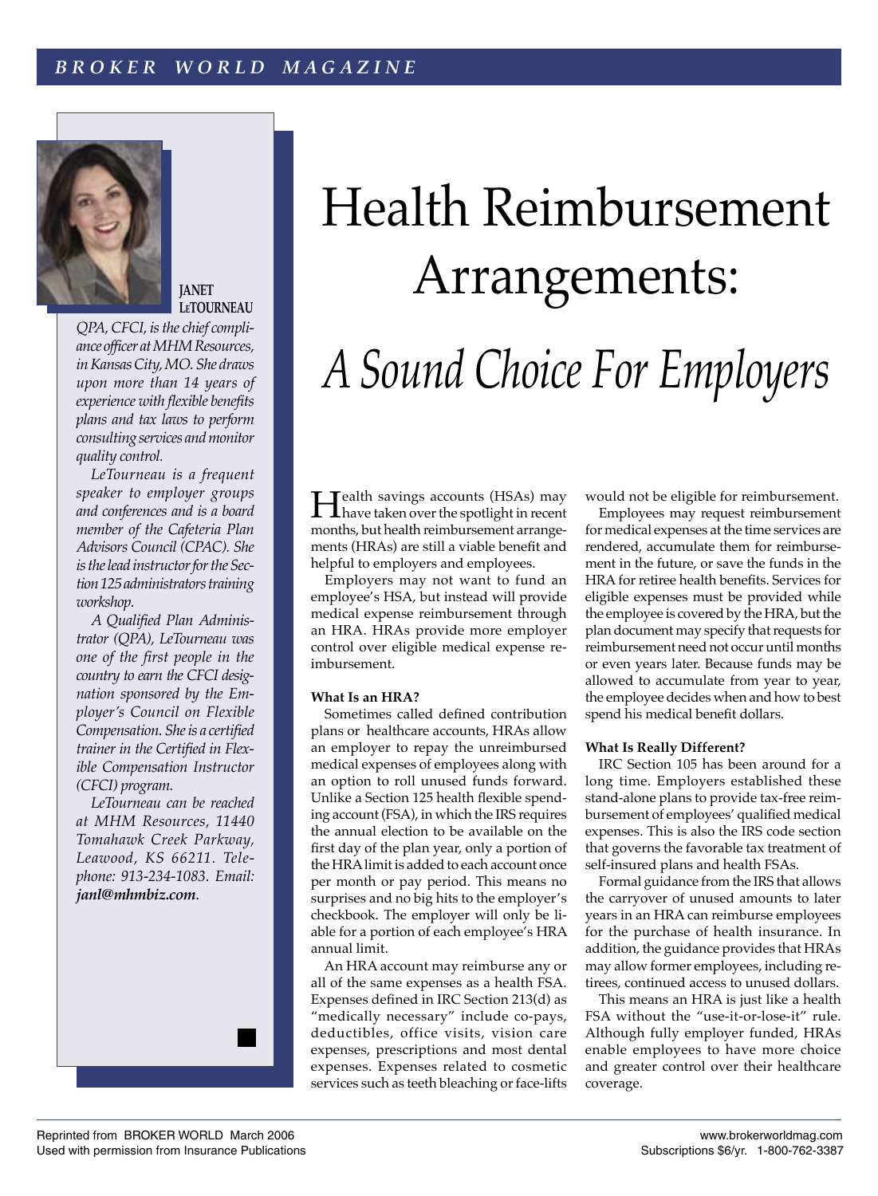# Health Reimbursement Arrangements:

## *A Sound Choice For Employers*

**JANET LeTOURNEAU**

*QPA, CFCI, is the chief compliance officer at MHM Resources, in Kansas City, MO. She draws upon more than 14 years of experience with flexible benefits plans and tax laws to perform consulting services and monitor quality control.*

*LeTourneau is a frequent speaker to employer groups and conferences and is a board member of the Cafeteria Plan Advisors Council (CPAC). She is the lead instructor for the Section 125 administrators training workshop.*

*A Qualified Plan Administrator (QPA), LeTourneau was one of the first people in the country to earn the CFCI designation sponsored by the Employer's Council on Flexible Compensation. She is a certified trainer in the Certified in Flexible Compensation Instructor (CFCI) program.*

*LeTourneau can be reached at MHM Resources, 11440 Tomahawk Creek Parkway, Leawood, KS 66211. Telephone: 913-234-1083. Email:* ***janl@mhmbiz.com****.*

Health savings accounts (HSAs) may have taken over the spotlight in recent months, but health reimbursement arrangements (HRAs) are still a viable benefit and helpful to employers and employees.

Employers may not want to fund an employee's HSA, but instead will provide medical expense reimbursement through an HRA. HRAs provide more employer control over eligible medical expense reimbursement.

**What Is an HRA?**

Sometimes called defined contribution plans or healthcare accounts, HRAs allow an employer to repay the unreimbursed medical expenses of employees along with an option to roll unused funds forward. Unlike a Section 125 health flexible spending account (FSA), in which the IRS requires the annual election to be available on the first day of the plan year, only a portion of the HRA limit is added to each account once per month or pay period. This means no surprises and no big hits to the employer's checkbook. The employer will only be liable for a portion of each employee's HRA annual limit.

An HRA account may reimburse any or all of the same expenses as a health FSA. Expenses defined in IRC Section 213(d) as "medically necessary" include co-pays, deductibles, office visits, vision care expenses, prescriptions and most dental expenses. Expenses related to cosmetic services such as teeth bleaching or face-lifts would not be eligible for reimbursement.

Employees may request reimbursement for medical expenses at the time services are rendered, accumulate them for reimbursement in the future, or save the funds in the HRA for retiree health benefits. Services for eligible expenses must be provided while the employee is covered by the HRA, but the plan document may specify that requests for reimbursement need not occur until months or even years later. Because funds may be allowed to accumulate from year to year, the employee decides when and how to best spend his medical benefit dollars.

**What Is Really Different?**

IRC Section 105 has been around for a long time. Employers established these stand-alone plans to provide tax-free reimbursement of employees' qualified medical expenses. This is also the IRS code section that governs the favorable tax treatment of self-insured plans and health FSAs.

Formal guidance from the IRS that allows the carryover of unused amounts to later years in an HRA can reimburse employees for the purchase of health insurance. In addition, the guidance provides that HRAs may allow former employees, including retirees, continued access to unused dollars.

This means an HRA is just like a health FSA without the "use-it-or-lose-it" rule. Although fully employer funded, HRAs enable employees to have more choice and greater control over their healthcare coverage.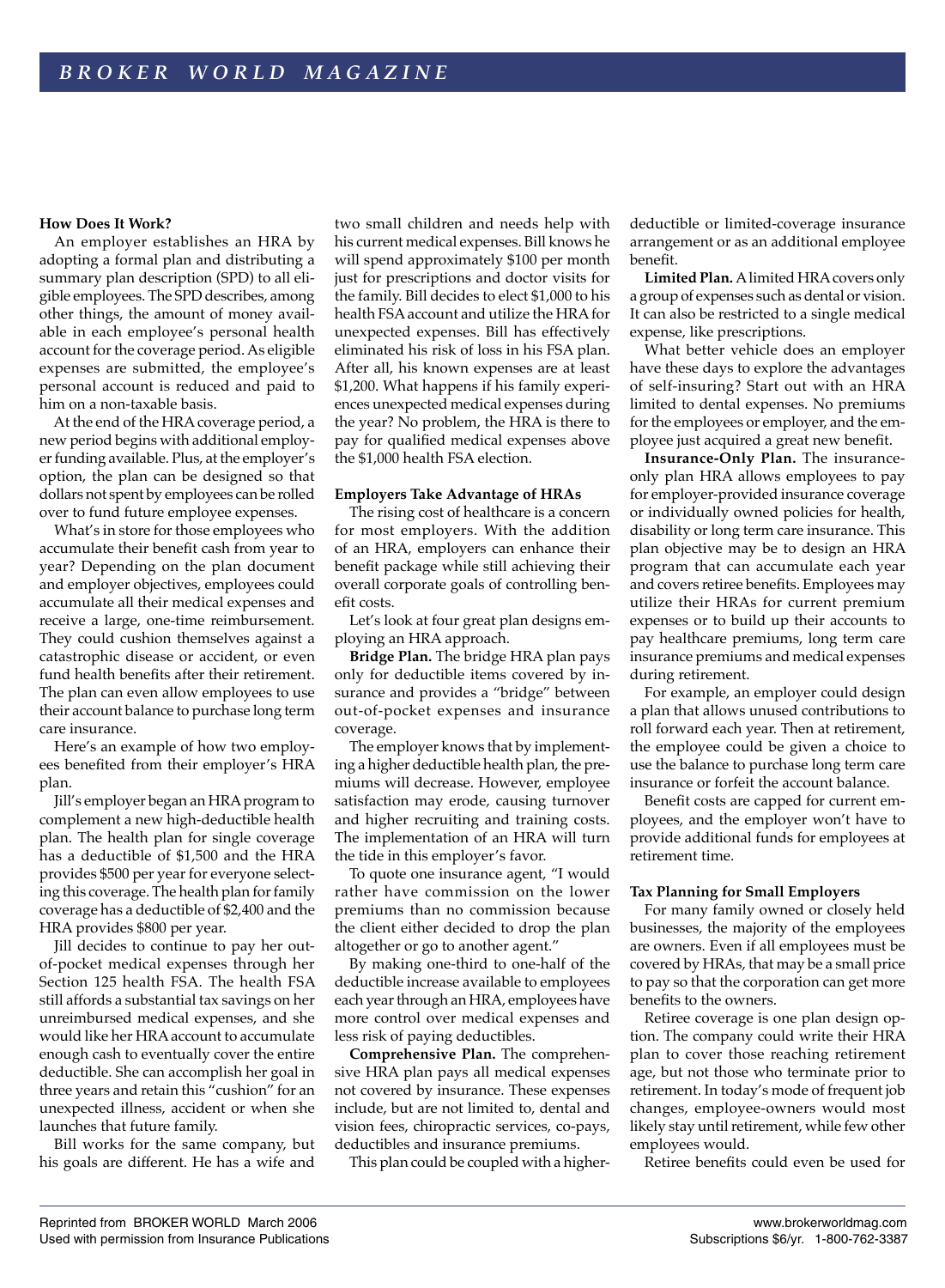### How Does It Work?

An employer establishes an HRA by adopting a formal plan and distributing a summary plan description (SPD) to all eligible employees. The SPD describes, among other things, the amount of money available in each employee's personal health account for the coverage period. As eligible expenses are submitted, the employee's personal account is reduced and paid to him on a non-taxable basis.

At the end of the HRA coverage period, a new period begins with additional employer funding available. Plus, at the employer's option, the plan can be designed so that dollars not spent by employees can be rolled over to fund future employee expenses.

What's in store for those employees who accumulate their benefit cash from year to year? Depending on the plan document and employer objectives, employees could accumulate all their medical expenses and receive a large, one-time reimbursement. They could cushion themselves against a catastrophic disease or accident, or even fund health benefits after their retirement. The plan can even allow employees to use their account balance to purchase long term care insurance.

Here's an example of how two employees benefited from their employer's HRA plan.

Jill's employer began an HRA program to complement a new high-deductible health plan. The health plan for single coverage has a deductible of $1,500 and the HRA provides $500 per year for everyone selecting this coverage. The health plan for family coverage has a deductible of $2,400 and the HRA provides $800 per year.

Jill decides to continue to pay her out-of-pocket medical expenses through her Section 125 health FSA. The health FSA still affords a substantial tax savings on her unreimbursed medical expenses, and she would like her HRA account to accumulate enough cash to eventually cover the entire deductible. She can accomplish her goal in three years and retain this "cushion" for an unexpected illness, accident or when she launches that future family.

Bill works for the same company, but his goals are different. He has a wife and two small children and needs help with his current medical expenses. Bill knows he will spend approximately $100 per month just for prescriptions and doctor visits for the family. Bill decides to elect $1,000 to his health FSA account and utilize the HRA for unexpected expenses. Bill has effectively eliminated his risk of loss in his FSA plan. After all, his known expenses are at least $1,200. What happens if his family experiences unexpected medical expenses during the year? No problem, the HRA is there to pay for qualified medical expenses above the $1,000 health FSA election.

### Employers Take Advantage of HRAs

The rising cost of healthcare is a concern for most employers. With the addition of an HRA, employers can enhance their benefit package while still achieving their overall corporate goals of controlling benefit costs.

Let's look at four great plan designs employing an HRA approach.

**Bridge Plan.** The bridge HRA plan pays only for deductible items covered by insurance and provides a "bridge" between out-of-pocket expenses and insurance coverage.

The employer knows that by implementing a higher deductible health plan, the premiums will decrease. However, employee satisfaction may erode, causing turnover and higher recruiting and training costs. The implementation of an HRA will turn the tide in this employer's favor.

To quote one insurance agent, "I would rather have commission on the lower premiums than no commission because the client either decided to drop the plan altogether or go to another agent."

By making one-third to one-half of the deductible increase available to employees each year through an HRA, employees have more control over medical expenses and less risk of paying deductibles.

**Comprehensive Plan.** The comprehensive HRA plan pays all medical expenses not covered by insurance. These expenses include, but are not limited to, dental and vision fees, chiropractic services, co-pays, deductibles and insurance premiums.

This plan could be coupled with a higher-deductible or limited-coverage insurance arrangement or as an additional employee benefit.

**Limited Plan.** A limited HRA covers only a group of expenses such as dental or vision. It can also be restricted to a single medical expense, like prescriptions.

What better vehicle does an employer have these days to explore the advantages of self-insuring? Start out with an HRA limited to dental expenses. No premiums for the employees or employer, and the employee just acquired a great new benefit.

**Insurance-Only Plan.** The insurance-only plan HRA allows employees to pay for employer-provided insurance coverage or individually owned policies for health, disability or long term care insurance. This plan objective may be to design an HRA program that can accumulate each year and covers retiree benefits. Employees may utilize their HRAs for current premium expenses or to build up their accounts to pay healthcare premiums, long term care insurance premiums and medical expenses during retirement.

For example, an employer could design a plan that allows unused contributions to roll forward each year. Then at retirement, the employee could be given a choice to use the balance to purchase long term care insurance or forfeit the account balance.

Benefit costs are capped for current employees, and the employer won't have to provide additional funds for employees at retirement time.

### Tax Planning for Small Employers

For many family owned or closely held businesses, the majority of the employees are owners. Even if all employees must be covered by HRAs, that may be a small price to pay so that the corporation can get more benefits to the owners.

Retiree coverage is one plan design option. The company could write their HRA plan to cover those reaching retirement age, but not those who terminate prior to retirement. In today's mode of frequent job changes, employee-owners would most likely stay until retirement, while few other employees would.

Retiree benefits could even be used for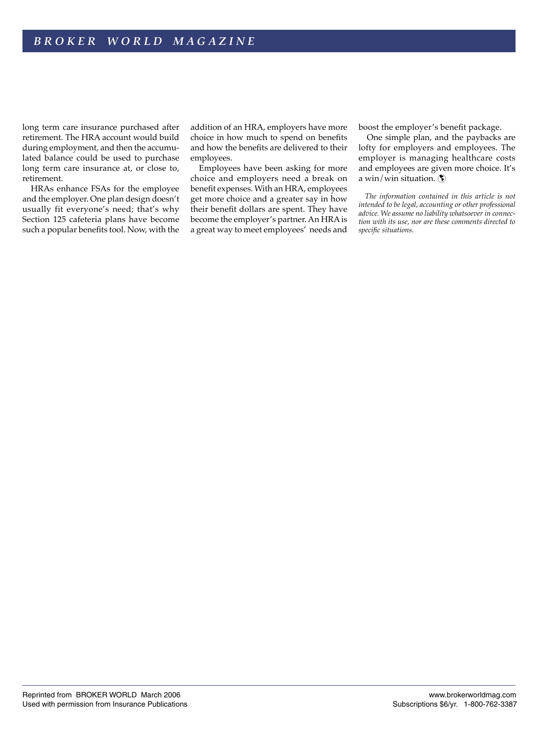long term care insurance purchased after retirement. The HRA account would build during employment, and then the accumulated balance could be used to purchase long term care insurance at, or close to, retirement.

HRAs enhance FSAs for the employee and the employer. One plan design doesn't usually fit everyone's need; that's why Section 125 cafeteria plans have become such a popular benefits tool. Now, with the addition of an HRA, employers have more choice in how much to spend on benefits and how the benefits are delivered to their employees.

Employees have been asking for more choice and employers need a break on benefit expenses. With an HRA, employees get more choice and a greater say in how their benefit dollars are spent. They have become the employer's partner. An HRA is a great way to meet employees' needs and boost the employer's benefit package.

One simple plan, and the paybacks are lofty for employers and employees. The employer is managing healthcare costs and employees are given more choice. It's a win/win situation.

*The information contained in this article is not intended to be legal, accounting or other professional advice. We assume no liability whatsoever in connection with its use, nor are these comments directed to specific situations.*

Reprinted from BROKER WORLD March 2006
Used with permission from Insurance Publications

www.brokerworldmag.com
Subscriptions $6/yr. 1-800-762-3387